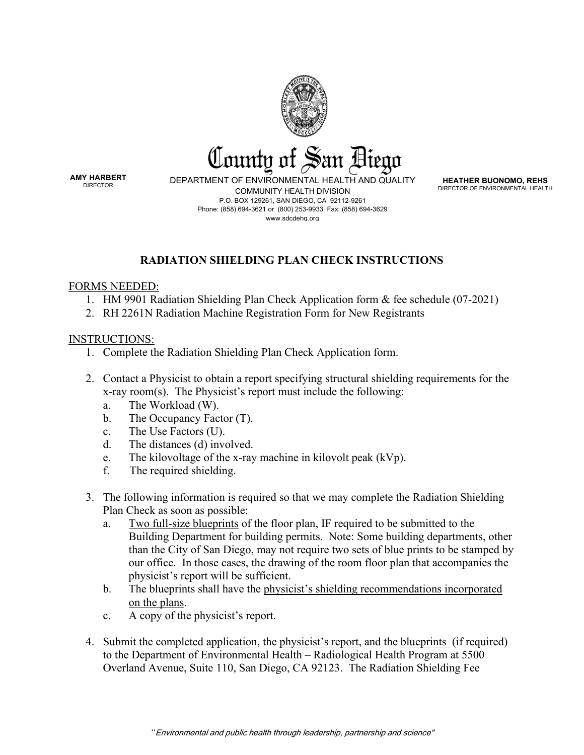# County of San Diego

**AMY HARBERT**
DIRECTOR

DEPARTMENT OF ENVIRONMENTAL HEALTH AND QUALITY
COMMUNITY HEALTH DIVISION
P.O. BOX 129261, SAN DIEGO, CA 92112-9261
Phone: (858) 694-3621 or (800) 253-9933 Fax: (858) 694-3629
www.sdcdehq.org

**HEATHER BUONOMO, REHS**
DIRECTOR OF ENVIRONMENTAL HEALTH

## RADIATION SHIELDING PLAN CHECK INSTRUCTIONS

FORMS NEEDED:

1. HM 9901 Radiation Shielding Plan Check Application form & fee schedule (07-2021)
2. RH 2261N Radiation Machine Registration Form for New Registrants

INSTRUCTIONS:

1. Complete the Radiation Shielding Plan Check Application form.

2. Contact a Physicist to obtain a report specifying structural shielding requirements for the x-ray room(s). The Physicist's report must include the following:
   a. The Workload (W).
   b. The Occupancy Factor (T).
   c. The Use Factors (U).
   d. The distances (d) involved.
   e. The kilovoltage of the x-ray machine in kilovolt peak (kVp).
   f. The required shielding.

3. The following information is required so that we may complete the Radiation Shielding Plan Check as soon as possible:
   a. Two full-size blueprints of the floor plan, IF required to be submitted to the Building Department for building permits. Note: Some building departments, other than the City of San Diego, may not require two sets of blue prints to be stamped by our office. In those cases, the drawing of the room floor plan that accompanies the physicist's report will be sufficient.
   b. The blueprints shall have the physicist's shielding recommendations incorporated on the plans.
   c. A copy of the physicist's report.

4. Submit the completed application, the physicist's report, and the blueprints (if required) to the Department of Environmental Health – Radiological Health Program at 5500 Overland Avenue, Suite 110, San Diego, CA 92123. The Radiation Shielding Fee

*"Environmental and public health through leadership, partnership and science"*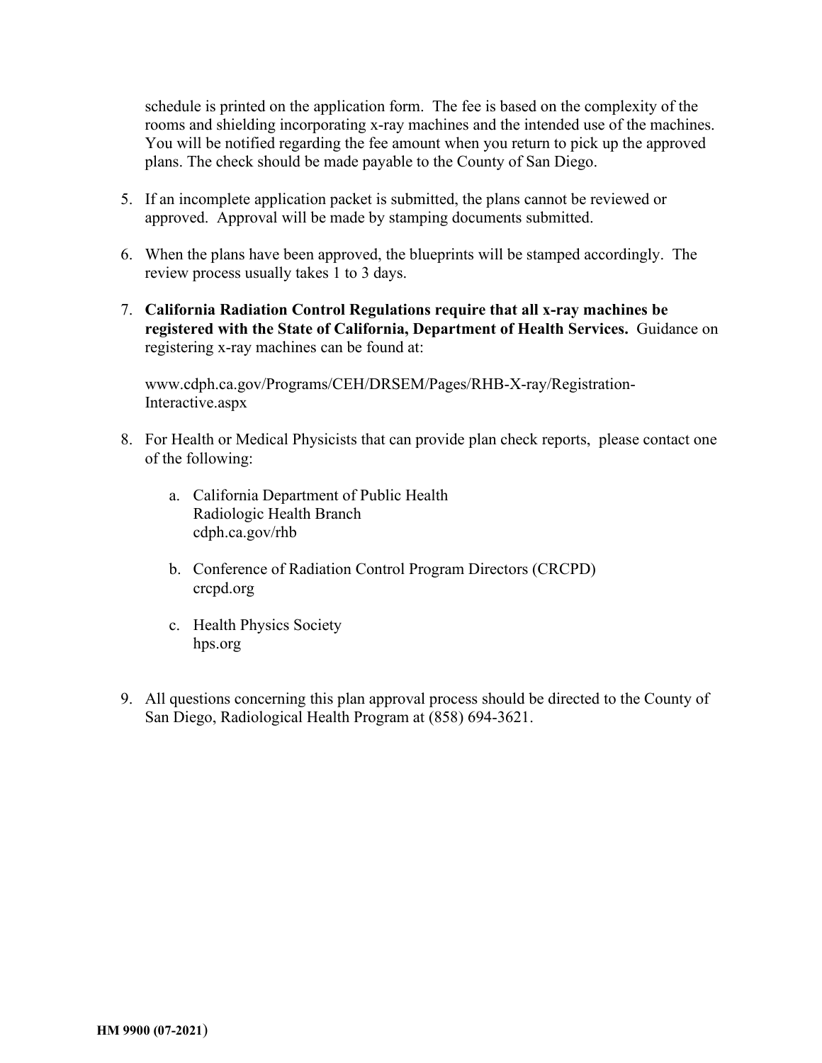schedule is printed on the application form. The fee is based on the complexity of the rooms and shielding incorporating x-ray machines and the intended use of the machines. You will be notified regarding the fee amount when you return to pick up the approved plans. The check should be made payable to the County of San Diego.

5. If an incomplete application packet is submitted, the plans cannot be reviewed or approved. Approval will be made by stamping documents submitted.

6. When the plans have been approved, the blueprints will be stamped accordingly. The review process usually takes 1 to 3 days.

7. **California Radiation Control Regulations require that all x-ray machines be registered with the State of California, Department of Health Services.** Guidance on registering x-ray machines can be found at:

   www.cdph.ca.gov/Programs/CEH/DRSEM/Pages/RHB-X-ray/Registration-Interactive.aspx

8. For Health or Medical Physicists that can provide plan check reports, please contact one of the following:

   a. California Department of Public Health
      Radiologic Health Branch
      cdph.ca.gov/rhb

   b. Conference of Radiation Control Program Directors (CRCPD)
      crcpd.org

   c. Health Physics Society
      hps.org

9. All questions concerning this plan approval process should be directed to the County of San Diego, Radiological Health Program at (858) 694-3621.

**HM 9900 (07-2021)**